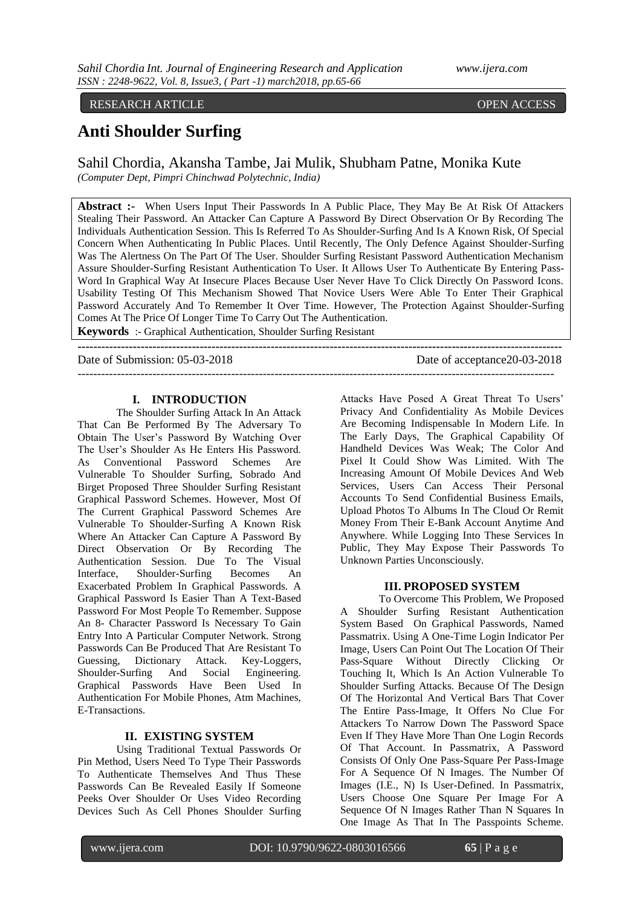RESEARCH ARTICLE OPEN ACCESS

# Anti Shoulder Surfing

Sahil Chordia, Akansha Tambe, Jai Mulik, Shubham Patne, Monika Kute

*(Computer Dept, Pimpri Chinchwad Polytechnic, India)*

**Abstract :-** When Users Input Their Passwords In A Public Place, They May Be At Risk Of Attackers Stealing Their Password. An Attacker Can Capture A Password By Direct Observation Or By Recording The Individuals Authentication Session. This Is Referred To As Shoulder-Surfing And Is A Known Risk, Of Special Concern When Authenticating In Public Places. Until Recently, The Only Defence Against Shoulder-Surfing Was The Alertness On The Part Of The User. Shoulder Surfing Resistant Password Authentication Mechanism Assure Shoulder-Surfing Resistant Authentication To User. It Allows User To Authenticate By Entering Pass-Word In Graphical Way At Insecure Places Because User Never Have To Click Directly On Password Icons. Usability Testing Of This Mechanism Showed That Novice Users Were Able To Enter Their Graphical Password Accurately And To Remember It Over Time. However, The Protection Against Shoulder-Surfing Comes At The Price Of Longer Time To Carry Out The Authentication.

**Keywords** :- Graphical Authentication, Shoulder Surfing Resistant

---

Date of Submission: 05-03-2018 Date of acceptance20-03-2018

---

## I. INTRODUCTION

The Shoulder Surfing Attack In An Attack That Can Be Performed By The Adversary To Obtain The User's Password By Watching Over The User's Shoulder As He Enters His Password. As Conventional Password Schemes Are Vulnerable To Shoulder Surfing, Sobrado And Birget Proposed Three Shoulder Surfing Resistant Graphical Password Schemes. However, Most Of The Current Graphical Password Schemes Are Vulnerable To Shoulder-Surfing A Known Risk Where An Attacker Can Capture A Password By Direct Observation Or By Recording The Authentication Session. Due To The Visual Interface, Shoulder-Surfing Becomes An Exacerbated Problem In Graphical Passwords. A Graphical Password Is Easier Than A Text-Based Password For Most People To Remember. Suppose An 8- Character Password Is Necessary To Gain Entry Into A Particular Computer Network. Strong Passwords Can Be Produced That Are Resistant To Guessing, Dictionary Attack. Key-Loggers, Shoulder-Surfing And Social Engineering. Graphical Passwords Have Been Used In Authentication For Mobile Phones, Atm Machines, E-Transactions.

## II. EXISTING SYSTEM

Using Traditional Textual Passwords Or Pin Method, Users Need To Type Their Passwords To Authenticate Themselves And Thus These Passwords Can Be Revealed Easily If Someone Peeks Over Shoulder Or Uses Video Recording Devices Such As Cell Phones Shoulder Surfing Attacks Have Posed A Great Threat To Users' Privacy And Confidentiality As Mobile Devices Are Becoming Indispensable In Modern Life. In The Early Days, The Graphical Capability Of Handheld Devices Was Weak; The Color And Pixel It Could Show Was Limited. With The Increasing Amount Of Mobile Devices And Web Services, Users Can Access Their Personal Accounts To Send Confidential Business Emails, Upload Photos To Albums In The Cloud Or Remit Money From Their E-Bank Account Anytime And Anywhere. While Logging Into These Services In Public, They May Expose Their Passwords To Unknown Parties Unconsciously.

## III. PROPOSED SYSTEM

To Overcome This Problem, We Proposed A Shoulder Surfing Resistant Authentication System Based On Graphical Passwords, Named Passmatrix. Using A One-Time Login Indicator Per Image, Users Can Point Out The Location Of Their Pass-Square Without Directly Clicking Or Touching It, Which Is An Action Vulnerable To Shoulder Surfing Attacks. Because Of The Design Of The Horizontal And Vertical Bars That Cover The Entire Pass-Image, It Offers No Clue For Attackers To Narrow Down The Password Space Even If They Have More Than One Login Records Of That Account. In Passmatrix, A Password Consists Of Only One Pass-Square Per Pass-Image For A Sequence Of N Images. The Number Of Images (I.E., N) Is User-Defined. In Passmatrix, Users Choose One Square Per Image For A Sequence Of N Images Rather Than N Squares In One Image As That In The Passpoints Scheme.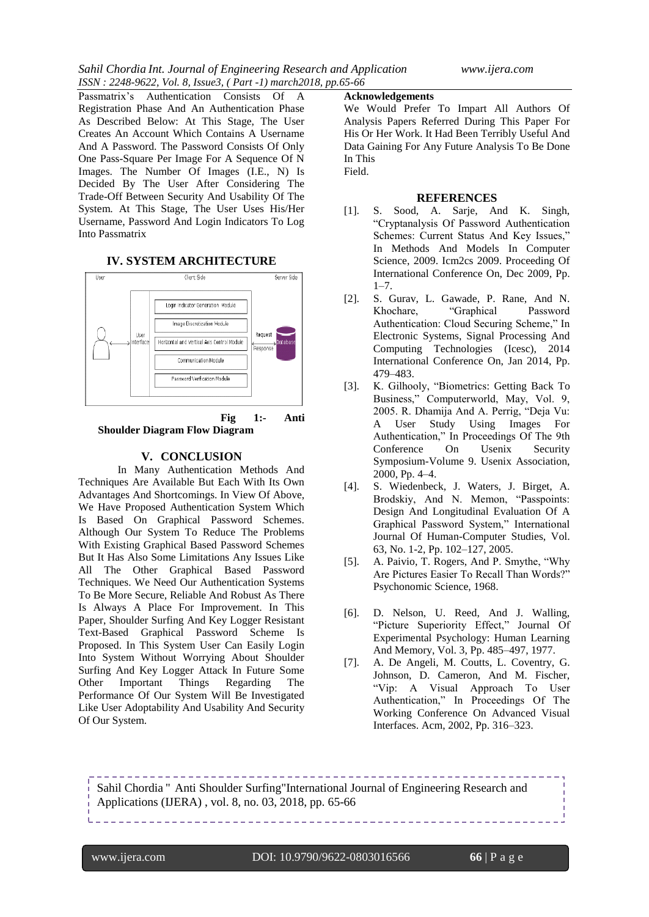Passmatrix's Authentication Consists Of A Registration Phase And An Authentication Phase As Described Below: At This Stage, The User Creates An Account Which Contains A Username And A Password. The Password Consists Of Only One Pass-Square Per Image For A Sequence Of N Images. The Number Of Images (I.E., N) Is Decided By The User After Considering The Trade-Off Between Security And Usability Of The System. At This Stage, The User Uses His/Her Username, Password And Login Indicators To Log Into Passmatrix

## IV. SYSTEM ARCHITECTURE

User

Client Side

Server Side

User Interface

Login Indicator Generation Module

Image Discretization Module

Horizontal and Vertical Axis Control Module

Communication Module

Password Verification Module

Request

Response

Database

**Fig 1:- Anti Shoulder Diagram Flow Diagram**

## V. CONCLUSION

In Many Authentication Methods And Techniques Are Available But Each With Its Own Advantages And Shortcomings. In View Of Above, We Have Proposed Authentication System Which Is Based On Graphical Password Schemes. Although Our System To Reduce The Problems With Existing Graphical Based Password Schemes But It Has Also Some Limitations Any Issues Like All The Other Graphical Based Password Techniques. We Need Our Authentication Systems To Be More Secure, Reliable And Robust As There Is Always A Place For Improvement. In This Paper, Shoulder Surfing And Key Logger Resistant Text-Based Graphical Password Scheme Is Proposed. In This System User Can Easily Login Into System Without Worrying About Shoulder Surfing And Key Logger Attack In Future Some Other Important Things Regarding The Performance Of Our System Will Be Investigated Like User Adoptability And Usability And Security Of Our System.

**Acknowledgements**

We Would Prefer To Impart All Authors Of Analysis Papers Referred During This Paper For His Or Her Work. It Had Been Terribly Useful And Data Gaining For Any Future Analysis To Be Done In This
Field.

## REFERENCES

[1]. S. Sood, A. Sarje, And K. Singh, "Cryptanalysis Of Password Authentication Schemes: Current Status And Key Issues," In Methods And Models In Computer Science, 2009. Icm2cs 2009. Proceeding Of International Conference On, Dec 2009, Pp. 1–7.

[2]. S. Gurav, L. Gawade, P. Rane, And N. Khochare, "Graphical Password Authentication: Cloud Securing Scheme," In Electronic Systems, Signal Processing And Computing Technologies (Icesc), 2014 International Conference On, Jan 2014, Pp. 479–483.

[3]. K. Gilhooly, "Biometrics: Getting Back To Business," Computerworld, May, Vol. 9, 2005. R. Dhamija And A. Perrig, "Deja Vu: A User Study Using Images For Authentication," In Proceedings Of The 9th Conference On Usenix Security Symposium-Volume 9. Usenix Association, 2000, Pp. 4–4.

[4]. S. Wiedenbeck, J. Waters, J. Birget, A. Brodskiy, And N. Memon, "Passpoints: Design And Longitudinal Evaluation Of A Graphical Password System," International Journal Of Human-Computer Studies, Vol. 63, No. 1-2, Pp. 102–127, 2005.

[5]. A. Paivio, T. Rogers, And P. Smythe, "Why Are Pictures Easier To Recall Than Words?" Psychonomic Science, 1968.

[6]. D. Nelson, U. Reed, And J. Walling, "Picture Superiority Effect," Journal Of Experimental Psychology: Human Learning And Memory, Vol. 3, Pp. 485–497, 1977.

[7]. A. De Angeli, M. Coutts, L. Coventry, G. Johnson, D. Cameron, And M. Fischer, "Vip: A Visual Approach To User Authentication," In Proceedings Of The Working Conference On Advanced Visual Interfaces. Acm, 2002, Pp. 316–323.

Sahil Chordia " Anti Shoulder Surfing"International Journal of Engineering Research and Applications (IJERA) , vol. 8, no. 03, 2018, pp. 65-66